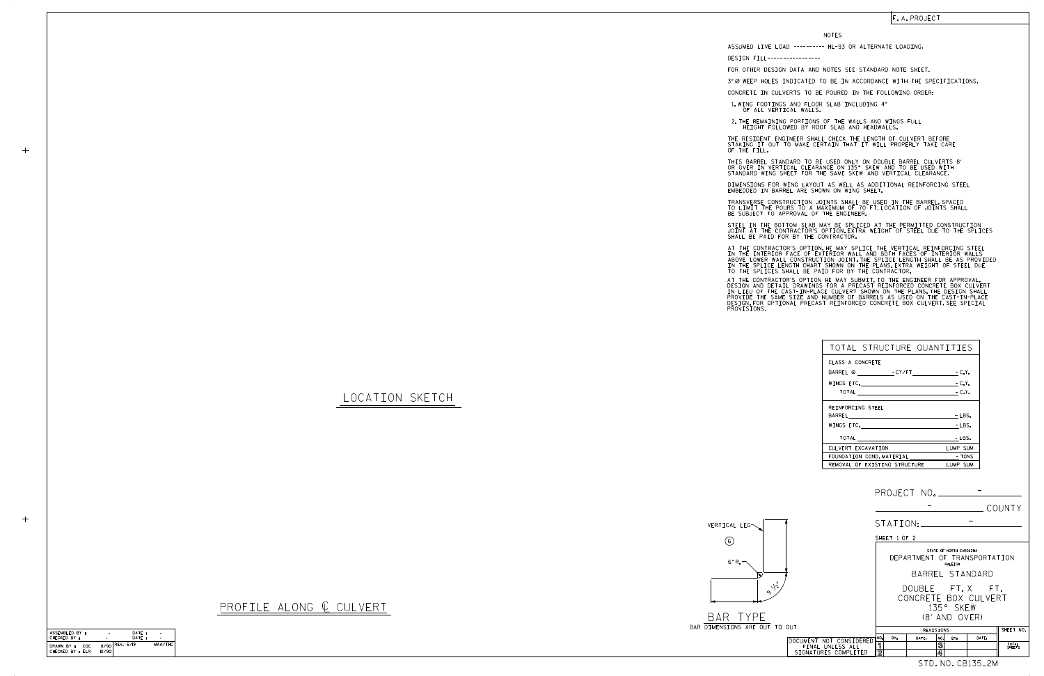F. A. PROJECT

## NOTES

ASSUMED LIVE LOAD ---------- HL-93 OR ALTERNATE LOADING.

DESIGN FILL-----------------

FOR OTHER DESIGN DATA AND NOTES SEE STANDARD NOTE SHEET.

3" Ø WEEP HOLES INDICATED TO BE IN ACCORDANCE WITH THE SPECIFICATIONS.

CONCRETE IN CULVERTS TO BE POURED IN THE FOLLOWING ORDER:

1. WING FOOTINGS AND FLOOR SLAB INCLUDING 4" OF ALL VERTICAL WALLS.
2. THE REMAINING PORTIONS OF THE WALLS AND WINGS FULL HEIGHT FOLLOWED BY ROOF SLAB AND HEADWALLS.

THE RESIDENT ENGINEER SHALL CHECK THE LENGTH OF CULVERT BEFORE STAKING IT OUT TO MAKE CERTAIN THAT IT WILL PROPERLY TAKE CARE OF THE FILL.

THIS BARREL STANDARD TO BE USED ONLY ON DOUBLE BARREL CULVERTS 8' OR OVER IN VERTICAL CLEARANCE ON 135° SKEW AND TO BE USED WITH STANDARD WING SHEET FOR THE SAME SKEW AND VERTICAL CLEARANCE.

DIMENSIONS FOR WING LAYOUT AS WELL AS ADDITIONAL REINFORCING STEEL EMBEDDED IN BARREL ARE SHOWN ON WING SHEET.

TRANSVERSE CONSTRUCTION JOINTS SHALL BE USED IN THE BARREL, SPACED TO LIMIT THE POURS TO A MAXIMUM OF 70 FT. LOCATION OF JOINTS SHALL BE SUBJECT TO APPROVAL OF THE ENGINEER.

STEEL IN THE BOTTOM SLAB MAY BE SPLICED AT THE PERMITTED CONSTRUCTION JOINT AT THE CONTRACTOR'S OPTION. EXTRA WEIGHT OF STEEL DUE TO THE SPLICES SHALL BE PAID FOR BY THE CONTRACTOR.

AT THE CONTRACTOR'S OPTION, HE MAY SPLICE THE VERTICAL REINFORCING STEEL IN THE INTERIOR FACE OF EXTERIOR WALL AND BOTH FACES OF INTERIOR WALLS ABOVE LOWER WALL CONSTRUCTION JOINT. THE SPLICE LENGTH SHALL BE AS PROVIDED IN THE SPLICE LENGTH CHART SHOWN ON THE PLANS. EXTRA WEIGHT OF STEEL DUE TO THE SPLICES SHALL BE PAID FOR BY THE CONTRACTOR.

AT THE CONTRACTOR'S OPTION HE MAY SUBMIT, TO THE ENGINEER FOR APPROVAL, DESIGN AND DETAIL DRAWINGS FOR A PRECAST REINFORCED CONCRETE BOX CULVERT IN LIEU OF THE CAST-IN-PLACE CULVERT SHOWN ON THE PLANS. THE DESIGN SHALL PROVIDE THE SAME SIZE AND NUMBER OF BARRELS AS USED ON THE CAST-IN-PLACE DESIGN. FOR OPTIONAL PRECAST REINFORCED CONCRETE BOX CULVERT, SEE SPECIAL PROVISIONS.

## TOTAL STRUCTURE QUANTITIES

| | |
|---|---|
| CLASS A CONCRETE | |
| BARREL @ - CY/FT | - C.Y. |
| WINGS ETC. | - C.Y. |
| TOTAL | - C.Y. |
| REINFORCING STEEL | |
| BARREL | - LBS. |
| WINGS ETC. | - LBS. |
| TOTAL | - LBS. |
| CULVERT EXCAVATION | LUMP SUM |
| FOUNDATION COND. MATERIAL | - TONS |
| REMOVAL OF EXISTING STRUCTURE | LUMP SUM |

LOCATION SKETCH

PROFILE ALONG ℄ CULVERT

VERTICAL LEG

6

6" R.

9 1/2"

BAR TYPE

BAR DIMENSIONS ARE OUT TO OUT

PROJECT NO. -

- COUNTY

STATION: -

SHEET 1 OF 2

STATE OF NORTH CAROLINA
DEPARTMENT OF TRANSPORTATION
RALEIGH

BARREL STANDARD

DOUBLE FT. X FT.
CONCRETE BOX CULVERT
135° SKEW
(8' AND OVER)

| REVISIONS | | | | | | | | SHEET NO. |
|---|---|---|---|---|---|---|---|---|
| NO. | BY: | DATE: | NO. | BY: | DATE: | | | |
| 1 | | | 3 | | | | | TOTAL SHEETS |
| 2 | | | 4 | | | | | |

| | | | |
|---|---|---|---|
| ASSEMBLED BY : | - | DATE : | - |
| CHECKED BY : | - | DATE : | - |
| DRAWN BY : CDC | 8/90 | REV. 6/19 | MAA/THC |
| CHECKED BY : ELR | 10/90 | | |

DOCUMENT NOT CONSIDERED FINAL UNLESS ALL SIGNATURES COMPLETED

STD. NO. CB135_2M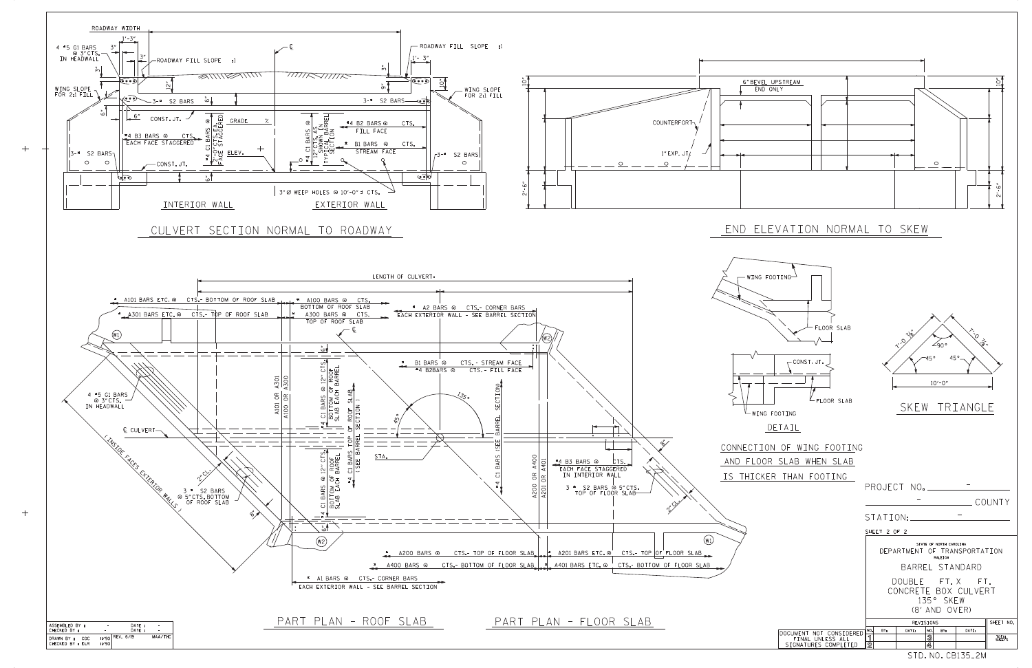## CULVERT SECTION NORMAL TO ROADWAY

ROADWAY WIDTH

1'-3"

3"

4 #5 G1 BARS @ 3"CTS. IN HEADWALL

ROADWAY FILL SLOPE :1

ROADWAY FILL SLOPE :1

1'- 3"

WING SLOPE FOR 2:1 FILL

WING SLOPE FOR 2:1 FILL

3-# S2 BARS

3-# S2 BARS

CONST. JT.

#4 B3 BARS @ CTS. EACH FACE STAGGERED

#4 C1 BARS @ 12" CTS. EA. FACE STAGGERED

GRADE %

ELEV.

#4 C1 BARS @ 12"CTS.AS SHOWN IN TYPICAL BARREL SECTION

#4 B2 BARS @ CTS. FILL FACE

B1 BARS @ CTS. STREAM FACE

3-# S2 BARS

3-# S2 BARS

CONST. JT.

3" Ø WEEP HOLES @ 10'-0" ± CTS.

INTERIOR WALL

EXTERIOR WALL

## END ELEVATION NORMAL TO SKEW

6" BEVEL UPSTREAM END ONLY

COUNTERFORT

1" EXP. JT.

10"

2'-6"

## PART PLAN - ROOF SLAB / PART PLAN - FLOOR SLAB

LENGTH OF CULVERT:

A101 BARS ETC. @ CTS.- BOTTOM OF ROOF SLAB

A100 BARS @ CTS. BOTTOM OF ROOF SLAB

A301 BARS ETC. @ CTS.- TOP OF ROOF SLAB

A300 BARS @ CTS. TOP OF ROOF SLAB

# A2 BARS @ CTS.- CORNER BARS EACH EXTERIOR WALL - SEE BARREL SECTION

B1 BARS @ CTS.- STREAM FACE

#4 B2BARS @ CTS.- FILL FACE

4 #5 G1 BARS @ 3"CTS. IN HEADWALL

℄ CULVERT

(INSIDE FACES EXTERIOR WALLS)

3 # S2 BARS @ 5"CTS.,BOTTOM OF ROOF SLAB

A101 OR A301

A100 OR A300

#4 C1 BARS @ 12" CTS. BOTTOM OF ROOF SLAB EACH BARREL

#4 C1 BARS TOP OF ROOF SLAB (SEE BARREL SECTION)

#4 C1 BARS (SEE BARREL SECTION)

135°

45°

STA.

A200 OR A400

A201 OR A401

#4 B3 BARS @ CTS. EACH FACE STAGGERED IN INTERIOR WALL

3 # S2 BARS @ 5"CTS. TOP OF FLOOR SLAB

2" CL.

# A200 BARS @ CTS.- TOP OF FLOOR SLAB

A201 BARS ETC. @ CTS.- TOP OF FLOOR SLAB

# A400 BARS @ CTS.- BOTTOM OF FLOOR SLAB

A401 BARS ETC. @ CTS.- BOTTOM OF FLOOR SLAB

# A1 BARS @ CTS.- CORNER BARS EACH EXTERIOR WALL - SEE BARREL SECTION

W1 W2

## DETAIL

WING FOOTING

FLOOR SLAB

CONST. JT.

FLOOR SLAB

WING FOOTING

CONNECTION OF WING FOOTING AND FLOOR SLAB WHEN SLAB IS THICKER THAN FOOTING

## SKEW TRIANGLE

7'-0 7/8"

7'-0 7/8"

90°

45° 45°

10'-0"

PROJECT NO. ____ - ____

____ - ____ COUNTY

STATION: ____ - ____

SHEET 2 OF 2

STATE OF NORTH CAROLINA
DEPARTMENT OF TRANSPORTATION
RALEIGH

BARREL STANDARD

DOUBLE FT. X FT.
CONCRETE BOX CULVERT
135° SKEW
(8' AND OVER)

| REVISIONS | | | | | | SHEET NO. |
|---|---|---|---|---|---|---|
| NO. | BY: | DATE: | NO. | BY: | DATE: | |
| 1 | | | 3 | | | TOTAL SHEETS |
| 2 | | | 4 | | | |

DOCUMENT NOT CONSIDERED FINAL UNLESS ALL SIGNATURES COMPLETED

| | | | |
|---|---|---|---|
| ASSEMBLED BY : - | DATE : - | | |
| CHECKED BY : - | DATE : - | | |
| DRAWN BY : CDC 11/90 | REV. 6/19 | MAA/THC | |
| CHECKED BY : ELR 11/90 | | | |

STD. NO. CB135_2M